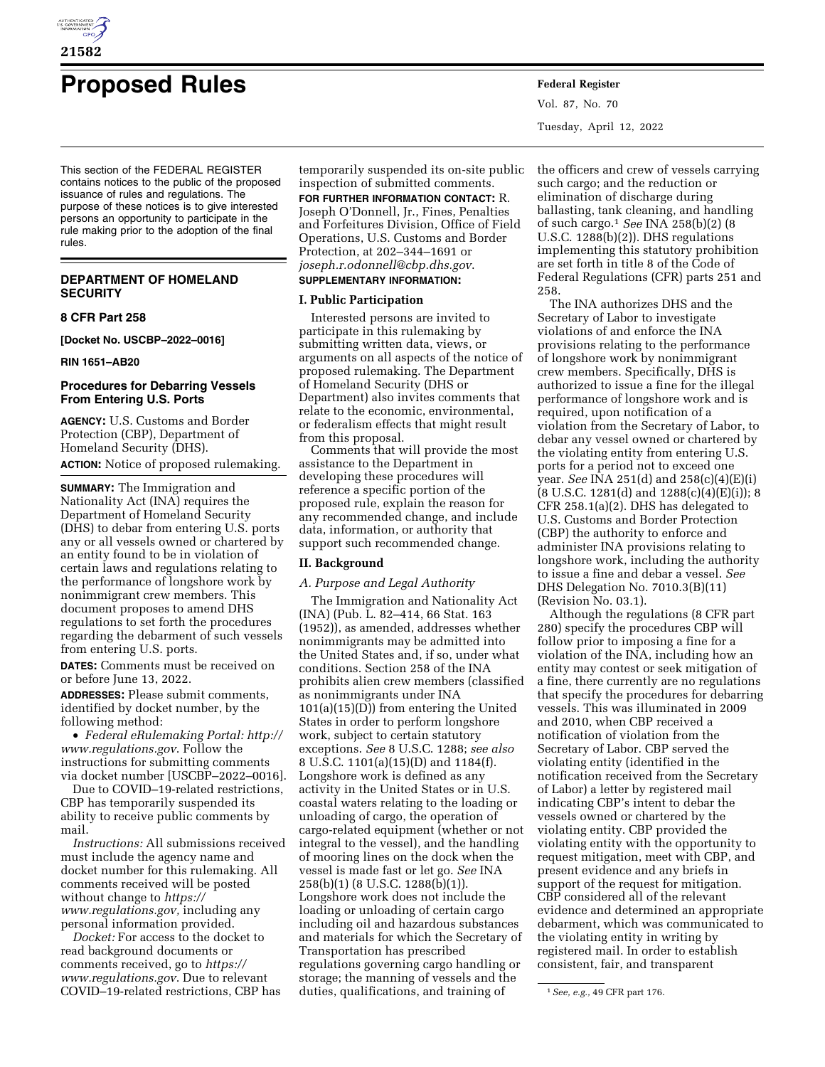# Proposed Rules

This section of the FEDERAL REGISTER contains notices to the public of the proposed issuance of rules and regulations. The purpose of these notices is to give interested persons an opportunity to participate in the rule making prior to the adoption of the final rules.

## DEPARTMENT OF HOMELAND SECURITY

### 8 CFR Part 258

**[Docket No. USCBP–2022–0016]**

**RIN 1651–AB20**

### Procedures for Debarring Vessels From Entering U.S. Ports

**AGENCY:** U.S. Customs and Border Protection (CBP), Department of Homeland Security (DHS).

**ACTION:** Notice of proposed rulemaking.

**SUMMARY:** The Immigration and Nationality Act (INA) requires the Department of Homeland Security (DHS) to debar from entering U.S. ports any or all vessels owned or chartered by an entity found to be in violation of certain laws and regulations relating to the performance of longshore work by nonimmigrant crew members. This document proposes to amend DHS regulations to set forth the procedures regarding the debarment of such vessels from entering U.S. ports.

**DATES:** Comments must be received on or before June 13, 2022.

**ADDRESSES:** Please submit comments, identified by docket number, by the following method:

- *Federal eRulemaking Portal: http://www.regulations.gov*. Follow the instructions for submitting comments via docket number [USCBP–2022–0016].

Due to COVID–19-related restrictions, CBP has temporarily suspended its ability to receive public comments by mail.

*Instructions:* All submissions received must include the agency name and docket number for this rulemaking. All comments received will be posted without change to *https://www.regulations.gov,* including any personal information provided.

*Docket:* For access to the docket to read background documents or comments received, go to *https://www.regulations.gov*. Due to relevant COVID–19-related restrictions, CBP has temporarily suspended its on-site public inspection of submitted comments.

**FOR FURTHER INFORMATION CONTACT:** R. Joseph O'Donnell, Jr., Fines, Penalties and Forfeitures Division, Office of Field Operations, U.S. Customs and Border Protection, at 202–344–1691 or *joseph.r.odonnell@cbp.dhs.gov*.

**SUPPLEMENTARY INFORMATION:**

## I. Public Participation

Interested persons are invited to participate in this rulemaking by submitting written data, views, or arguments on all aspects of the notice of proposed rulemaking. The Department of Homeland Security (DHS or Department) also invites comments that relate to the economic, environmental, or federalism effects that might result from this proposal.

Comments that will provide the most assistance to the Department in developing these procedures will reference a specific portion of the proposed rule, explain the reason for any recommended change, and include data, information, or authority that support such recommended change.

## II. Background

### *A. Purpose and Legal Authority*

The Immigration and Nationality Act (INA) (Pub. L. 82–414, 66 Stat. 163 (1952)), as amended, addresses whether nonimmigrants may be admitted into the United States and, if so, under what conditions. Section 258 of the INA prohibits alien crew members (classified as nonimmigrants under INA 101(a)(15)(D)) from entering the United States in order to perform longshore work, subject to certain statutory exceptions. *See* 8 U.S.C. 1288; *see also* 8 U.S.C. 1101(a)(15)(D) and 1184(f). Longshore work is defined as any activity in the United States or in U.S. coastal waters relating to the loading or unloading of cargo, the operation of cargo-related equipment (whether or not integral to the vessel), and the handling of mooring lines on the dock when the vessel is made fast or let go. *See* INA 258(b)(1) (8 U.S.C. 1288(b)(1)). Longshore work does not include the loading or unloading of certain cargo including oil and hazardous substances and materials for which the Secretary of Transportation has prescribed regulations governing cargo handling or storage; the manning of vessels and the duties, qualifications, and training of the officers and crew of vessels carrying such cargo; and the reduction or elimination of discharge during ballasting, tank cleaning, and handling of such cargo.[1] *See* INA 258(b)(2) (8 U.S.C. 1288(b)(2)). DHS regulations implementing this statutory prohibition are set forth in title 8 of the Code of Federal Regulations (CFR) parts 251 and 258.

The INA authorizes DHS and the Secretary of Labor to investigate violations of and enforce the INA provisions relating to the performance of longshore work by nonimmigrant crew members. Specifically, DHS is authorized to issue a fine for the illegal performance of longshore work and is required, upon notification of a violation from the Secretary of Labor, to debar any vessel owned or chartered by the violating entity from entering U.S. ports for a period not to exceed one year. *See* INA 251(d) and 258(c)(4)(E)(i) (8 U.S.C. 1281(d) and 1288(c)(4)(E)(i)); 8 CFR 258.1(a)(2). DHS has delegated to U.S. Customs and Border Protection (CBP) the authority to enforce and administer INA provisions relating to longshore work, including the authority to issue a fine and debar a vessel. *See* DHS Delegation No. 7010.3(B)(11) (Revision No. 03.1).

Although the regulations (8 CFR part 280) specify the procedures CBP will follow prior to imposing a fine for a violation of the INA, including how an entity may contest or seek mitigation of a fine, there currently are no regulations that specify the procedures for debarring vessels. This was illuminated in 2009 and 2010, when CBP received a notification of violation from the Secretary of Labor. CBP served the violating entity (identified in the notification received from the Secretary of Labor) a letter by registered mail indicating CBP's intent to debar the vessels owned or chartered by the violating entity. CBP provided the violating entity with the opportunity to request mitigation, meet with CBP, and present evidence and any briefs in support of the request for mitigation. CBP considered all of the relevant evidence and determined an appropriate debarment, which was communicated to the violating entity in writing by registered mail. In order to establish consistent, fair, and transparent

[1] *See, e.g.,* 49 CFR part 176.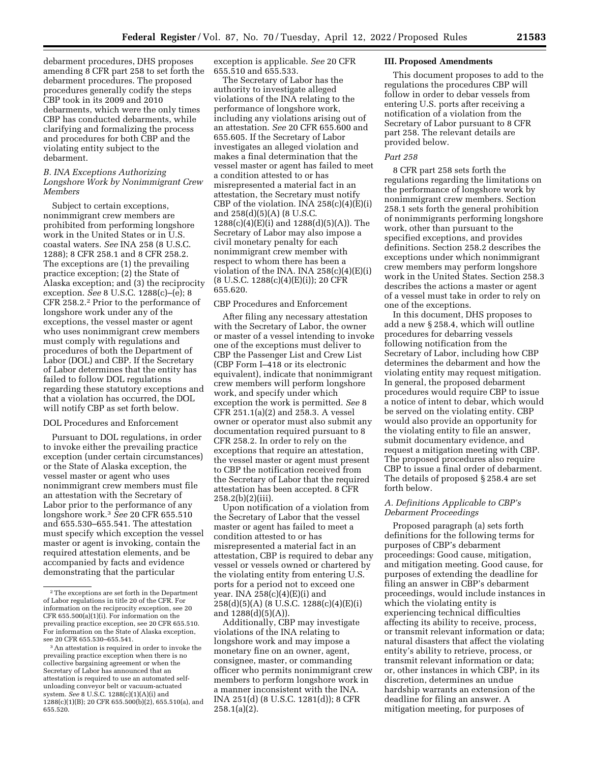debarment procedures, DHS proposes amending 8 CFR part 258 to set forth the debarment procedures. The proposed procedures generally codify the steps CBP took in its 2009 and 2010 debarments, which were the only times CBP has conducted debarments, while clarifying and formalizing the process and procedures for both CBP and the violating entity subject to the debarment.

### *B. INA Exceptions Authorizing Longshore Work by Nonimmigrant Crew Members*

Subject to certain exceptions, nonimmigrant crew members are prohibited from performing longshore work in the United States or in U.S. coastal waters. *See* INA 258 (8 U.S.C. 1288); 8 CFR 258.1 and 8 CFR 258.2. The exceptions are (1) the prevailing practice exception; (2) the State of Alaska exception; and (3) the reciprocity exception. *See* 8 U.S.C. 1288(c)–(e); 8 CFR 258.2.[2] Prior to the performance of longshore work under any of the exceptions, the vessel master or agent who uses nonimmigrant crew members must comply with regulations and procedures of both the Department of Labor (DOL) and CBP. If the Secretary of Labor determines that the entity has failed to follow DOL regulations regarding these statutory exceptions and that a violation has occurred, the DOL will notify CBP as set forth below.

#### DOL Procedures and Enforcement

Pursuant to DOL regulations, in order to invoke either the prevailing practice exception (under certain circumstances) or the State of Alaska exception, the vessel master or agent who uses nonimmigrant crew members must file an attestation with the Secretary of Labor prior to the performance of any longshore work.[3] *See* 20 CFR 655.510 and 655.530–655.541. The attestation must specify which exception the vessel master or agent is invoking, contain the required attestation elements, and be accompanied by facts and evidence demonstrating that the particular exception is applicable. *See* 20 CFR 655.510 and 655.533.

The Secretary of Labor has the authority to investigate alleged violations of the INA relating to the performance of longshore work, including any violations arising out of an attestation. *See* 20 CFR 655.600 and 655.605. If the Secretary of Labor investigates an alleged violation and makes a final determination that the vessel master or agent has failed to meet a condition attested to or has misrepresented a material fact in an attestation, the Secretary must notify CBP of the violation. INA 258(c)(4)(E)(i) and 258(d)(5)(A) (8 U.S.C. 1288(c)(4)(E)(i) and 1288(d)(5)(A)). The Secretary of Labor may also impose a civil monetary penalty for each nonimmigrant crew member with respect to whom there has been a violation of the INA. INA 258(c)(4)(E)(i) (8 U.S.C. 1288(c)(4)(E)(i)); 20 CFR 655.620.

#### CBP Procedures and Enforcement

After filing any necessary attestation with the Secretary of Labor, the owner or master of a vessel intending to invoke one of the exceptions must deliver to CBP the Passenger List and Crew List (CBP Form I–418 or its electronic equivalent), indicate that nonimmigrant crew members will perform longshore work, and specify under which exception the work is permitted. *See* 8 CFR 251.1(a)(2) and 258.3. A vessel owner or operator must also submit any documentation required pursuant to 8 CFR 258.2. In order to rely on the exceptions that require an attestation, the vessel master or agent must present to CBP the notification received from the Secretary of Labor that the required attestation has been accepted. 8 CFR 258.2(b)(2)(iii).

Upon notification of a violation from the Secretary of Labor that the vessel master or agent has failed to meet a condition attested to or has misrepresented a material fact in an attestation, CBP is required to debar any vessel or vessels owned or chartered by the violating entity from entering U.S. ports for a period not to exceed one year. INA 258(c)(4)(E)(i) and 258(d)(5)(A) (8 U.S.C. 1288(c)(4)(E)(i) and 1288(d)(5)(A)).

Additionally, CBP may investigate violations of the INA relating to longshore work and may impose a monetary fine on an owner, agent, consignee, master, or commanding officer who permits nonimmigrant crew members to perform longshore work in a manner inconsistent with the INA. INA 251(d) (8 U.S.C. 1281(d)); 8 CFR 258.1(a)(2).

## III. Proposed Amendments

This document proposes to add to the regulations the procedures CBP will follow in order to debar vessels from entering U.S. ports after receiving a notification of a violation from the Secretary of Labor pursuant to 8 CFR part 258. The relevant details are provided below.

### *Part 258*

8 CFR part 258 sets forth the regulations regarding the limitations on the performance of longshore work by nonimmigrant crew members. Section 258.1 sets forth the general prohibition of nonimmigrants performing longshore work, other than pursuant to the specified exceptions, and provides definitions. Section 258.2 describes the exceptions under which nonimmigrant crew members may perform longshore work in the United States. Section 258.3 describes the actions a master or agent of a vessel must take in order to rely on one of the exceptions.

In this document, DHS proposes to add a new § 258.4, which will outline procedures for debarring vessels following notification from the Secretary of Labor, including how CBP determines the debarment and how the violating entity may request mitigation. In general, the proposed debarment procedures would require CBP to issue a notice of intent to debar, which would be served on the violating entity. CBP would also provide an opportunity for the violating entity to file an answer, submit documentary evidence, and request a mitigation meeting with CBP. The proposed procedures also require CBP to issue a final order of debarment. The details of proposed § 258.4 are set forth below.

### *A. Definitions Applicable to CBP's Debarment Proceedings*

Proposed paragraph (a) sets forth definitions for the following terms for purposes of CBP's debarment proceedings: Good cause, mitigation, and mitigation meeting. Good cause, for purposes of extending the deadline for filing an answer in CBP's debarment proceedings, would include instances in which the violating entity is experiencing technical difficulties affecting its ability to receive, process, or transmit relevant information or data; natural disasters that affect the violating entity's ability to retrieve, process, or transmit relevant information or data; or, other instances in which CBP, in its discretion, determines an undue hardship warrants an extension of the deadline for filing an answer. A mitigation meeting, for purposes of

---

[2] The exceptions are set forth in the Department of Labor regulations in title 20 of the CFR. For information on the reciprocity exception, see 20 CFR 655.500(a)(1)(i). For information on the prevailing practice exception, see 20 CFR 655.510. For information on the State of Alaska exception, see 20 CFR 655.530–655.541.

[3] An attestation is required in order to invoke the prevailing practice exception when there is no collective bargaining agreement or when the Secretary of Labor has announced that an attestation is required to use an automated self-unloading conveyor belt or vacuum-actuated system. *See* 8 U.S.C. 1288(c)(1)(A)(i) and 1288(c)(1)(B); 20 CFR 655.500(b)(2), 655.510(a), and 655.520.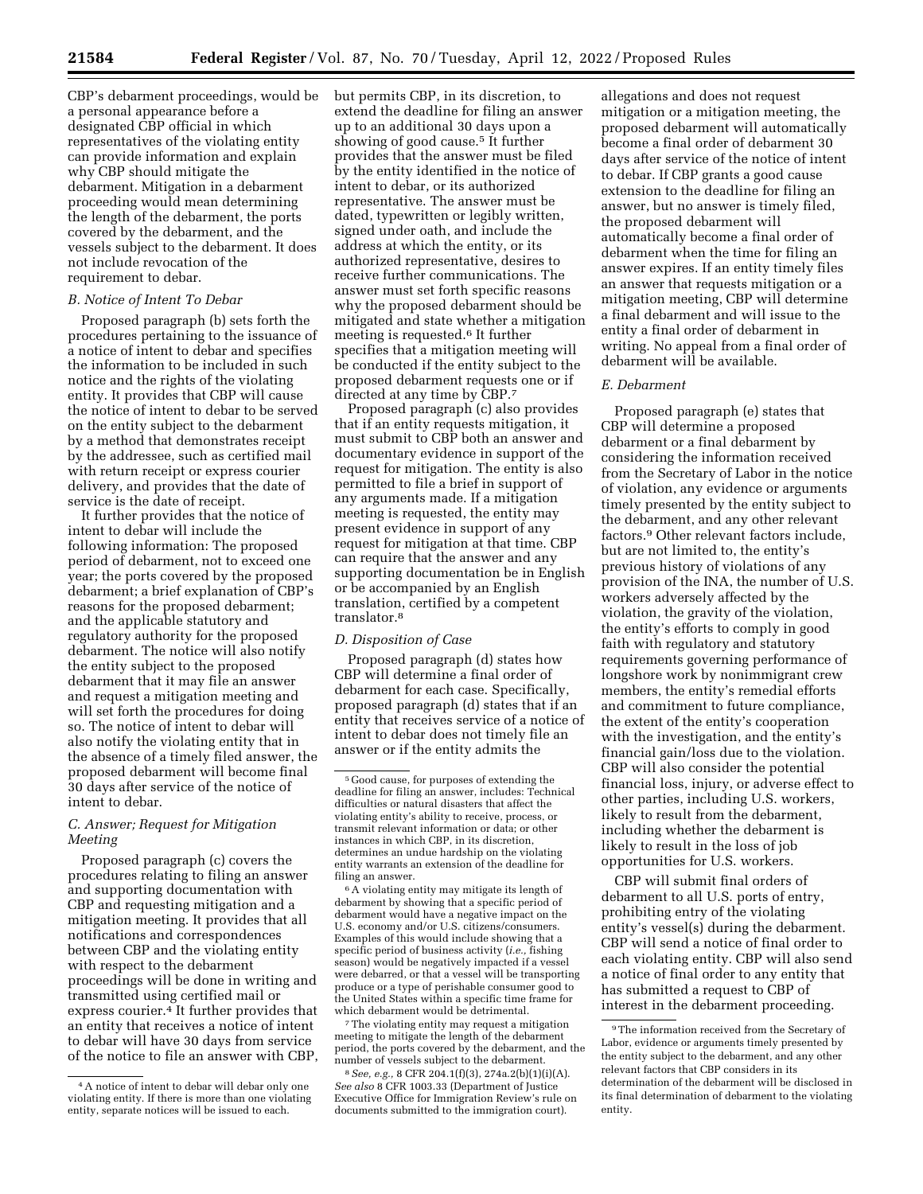CBP's debarment proceedings, would be a personal appearance before a designated CBP official in which representatives of the violating entity can provide information and explain why CBP should mitigate the debarment. Mitigation in a debarment proceeding would mean determining the length of the debarment, the ports covered by the debarment, and the vessels subject to the debarment. It does not include revocation of the requirement to debar.

### B. Notice of Intent To Debar

Proposed paragraph (b) sets forth the procedures pertaining to the issuance of a notice of intent to debar and specifies the information to be included in such notice and the rights of the violating entity. It provides that CBP will cause the notice of intent to debar to be served on the entity subject to the debarment by a method that demonstrates receipt by the addressee, such as certified mail with return receipt or express courier delivery, and provides that the date of service is the date of receipt.

It further provides that the notice of intent to debar will include the following information: The proposed period of debarment, not to exceed one year; the ports covered by the proposed debarment; a brief explanation of CBP's reasons for the proposed debarment; and the applicable statutory and regulatory authority for the proposed debarment. The notice will also notify the entity subject to the proposed debarment that it may file an answer and request a mitigation meeting and will set forth the procedures for doing so. The notice of intent to debar will also notify the violating entity that in the absence of a timely filed answer, the proposed debarment will become final 30 days after service of the notice of intent to debar.

### C. Answer; Request for Mitigation Meeting

Proposed paragraph (c) covers the procedures relating to filing an answer and supporting documentation with CBP and requesting mitigation and a mitigation meeting. It provides that all notifications and correspondences between CBP and the violating entity with respect to the debarment proceedings will be done in writing and transmitted using certified mail or express courier.[4] It further provides that an entity that receives a notice of intent to debar will have 30 days from service of the notice to file an answer with CBP, but permits CBP, in its discretion, to extend the deadline for filing an answer up to an additional 30 days upon a showing of good cause.[5] It further provides that the answer must be filed by the entity identified in the notice of intent to debar, or its authorized representative. The answer must be dated, typewritten or legibly written, signed under oath, and include the address at which the entity, or its authorized representative, desires to receive further communications. The answer must set forth specific reasons why the proposed debarment should be mitigated and state whether a mitigation meeting is requested.[6] It further specifies that a mitigation meeting will be conducted if the entity subject to the proposed debarment requests one or if directed at any time by CBP.[7]

Proposed paragraph (c) also provides that if an entity requests mitigation, it must submit to CBP both an answer and documentary evidence in support of the request for mitigation. The entity is also permitted to file a brief in support of any arguments made. If a mitigation meeting is requested, the entity may present evidence in support of any request for mitigation at that time. CBP can require that the answer and any supporting documentation be in English or be accompanied by an English translation, certified by a competent translator.[8]

### D. Disposition of Case

Proposed paragraph (d) states how CBP will determine a final order of debarment for each case. Specifically, proposed paragraph (d) states that if an entity that receives service of a notice of intent to debar does not timely file an answer or if the entity admits the allegations and does not request mitigation or a mitigation meeting, the proposed debarment will automatically become a final order of debarment 30 days after service of the notice of intent to debar. If CBP grants a good cause extension to the deadline for filing an answer, but no answer is timely filed, the proposed debarment will automatically become a final order of debarment when the time for filing an answer expires. If an entity timely files an answer that requests mitigation or a mitigation meeting, CBP will determine a final debarment and will issue to the entity a final order of debarment in writing. No appeal from a final order of debarment will be available.

### E. Debarment

Proposed paragraph (e) states that CBP will determine a proposed debarment or a final debarment by considering the information received from the Secretary of Labor in the notice of violation, any evidence or arguments timely presented by the entity subject to the debarment, and any other relevant factors.[9] Other relevant factors include, but are not limited to, the entity's previous history of violations of any provision of the INA, the number of U.S. workers adversely affected by the violation, the gravity of the violation, the entity's efforts to comply in good faith with regulatory and statutory requirements governing performance of longshore work by nonimmigrant crew members, the entity's remedial efforts and commitment to future compliance, the extent of the entity's cooperation with the investigation, and the entity's financial gain/loss due to the violation. CBP will also consider the potential financial loss, injury, or adverse effect to other parties, including U.S. workers, likely to result from the debarment, including whether the debarment is likely to result in the loss of job opportunities for U.S. workers.

CBP will submit final orders of debarment to all U.S. ports of entry, prohibiting entry of the violating entity's vessel(s) during the debarment. CBP will send a notice of final order to each violating entity. CBP will also send a notice of final order to any entity that has submitted a request to CBP of interest in the debarment proceeding.

---

[4] A notice of intent to debar will debar only one violating entity. If there is more than one violating entity, separate notices will be issued to each.

[5] Good cause, for purposes of extending the deadline for filing an answer, includes: Technical difficulties or natural disasters that affect the violating entity's ability to receive, process, or transmit relevant information or data; or other instances in which CBP, in its discretion, determines an undue hardship on the violating entity warrants an extension of the deadline for filing an answer.

[6] A violating entity may mitigate its length of debarment by showing that a specific period of debarment would have a negative impact on the U.S. economy and/or U.S. citizens/consumers. Examples of this would include showing that a specific period of business activity (*i.e.,* fishing season) would be negatively impacted if a vessel were debarred, or that a vessel will be transporting produce or a type of perishable consumer good to the United States within a specific time frame for which debarment would be detrimental.

[7] The violating entity may request a mitigation meeting to mitigate the length of the debarment period, the ports covered by the debarment, and the number of vessels subject to the debarment.

[8] *See, e.g.,* 8 CFR 204.1(f)(3), 274a.2(b)(1)(i)(A). *See also* 8 CFR 1003.33 (Department of Justice Executive Office for Immigration Review's rule on documents submitted to the immigration court).

[9] The information received from the Secretary of Labor, evidence or arguments timely presented by the entity subject to the debarment, and any other relevant factors that CBP considers in its determination of the debarment will be disclosed in its final determination of debarment to the violating entity.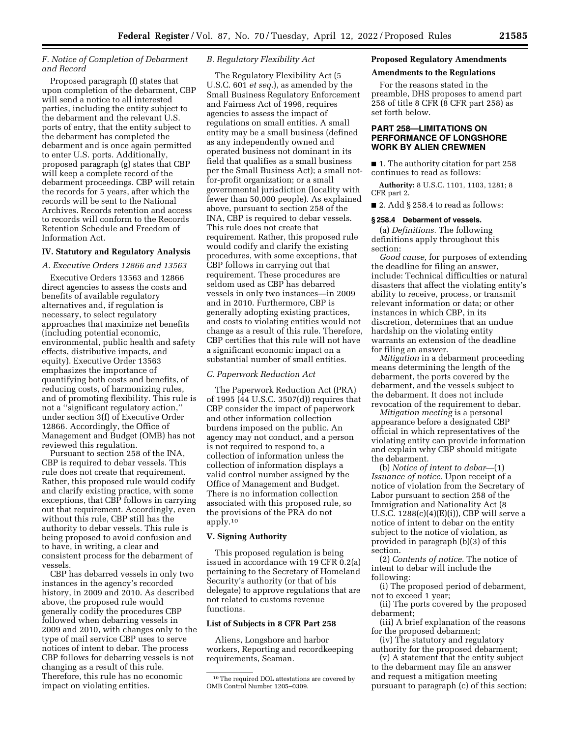### F. Notice of Completion of Debarment and Record

Proposed paragraph (f) states that upon completion of the debarment, CBP will send a notice to all interested parties, including the entity subject to the debarment and the relevant U.S. ports of entry, that the entity subject to the debarment has completed the debarment and is once again permitted to enter U.S. ports. Additionally, proposed paragraph (g) states that CBP will keep a complete record of the debarment proceedings. CBP will retain the records for 5 years, after which the records will be sent to the National Archives. Records retention and access to records will conform to the Records Retention Schedule and Freedom of Information Act.

## IV. Statutory and Regulatory Analysis

### A. Executive Orders 12866 and 13563

Executive Orders 13563 and 12866 direct agencies to assess the costs and benefits of available regulatory alternatives and, if regulation is necessary, to select regulatory approaches that maximize net benefits (including potential economic, environmental, public health and safety effects, distributive impacts, and equity). Executive Order 13563 emphasizes the importance of quantifying both costs and benefits, of reducing costs, of harmonizing rules, and of promoting flexibility. This rule is not a "significant regulatory action," under section 3(f) of Executive Order 12866. Accordingly, the Office of Management and Budget (OMB) has not reviewed this regulation.

Pursuant to section 258 of the INA, CBP is required to debar vessels. This rule does not create that requirement. Rather, this proposed rule would codify and clarify existing practice, with some exceptions, that CBP follows in carrying out that requirement. Accordingly, even without this rule, CBP still has the authority to debar vessels. This rule is being proposed to avoid confusion and to have, in writing, a clear and consistent process for the debarment of vessels.

CBP has debarred vessels in only two instances in the agency's recorded history, in 2009 and 2010. As described above, the proposed rule would generally codify the procedures CBP followed when debarring vessels in 2009 and 2010, with changes only to the type of mail service CBP uses to serve notices of intent to debar. The process CBP follows for debarring vessels is not changing as a result of this rule. Therefore, this rule has no economic impact on violating entities.

### B. Regulatory Flexibility Act

The Regulatory Flexibility Act (5 U.S.C. 601 *et seq.*), as amended by the Small Business Regulatory Enforcement and Fairness Act of 1996, requires agencies to assess the impact of regulations on small entities. A small entity may be a small business (defined as any independently owned and operated business not dominant in its field that qualifies as a small business per the Small Business Act); a small not-for-profit organization; or a small governmental jurisdiction (locality with fewer than 50,000 people). As explained above, pursuant to section 258 of the INA, CBP is required to debar vessels. This rule does not create that requirement. Rather, this proposed rule would codify and clarify the existing procedures, with some exceptions, that CBP follows in carrying out that requirement. These procedures are seldom used as CBP has debarred vessels in only two instances—in 2009 and in 2010. Furthermore, CBP is generally adopting existing practices, and costs to violating entities would not change as a result of this rule. Therefore, CBP certifies that this rule will not have a significant economic impact on a substantial number of small entities.

### C. Paperwork Reduction Act

The Paperwork Reduction Act (PRA) of 1995 (44 U.S.C. 3507(d)) requires that CBP consider the impact of paperwork and other information collection burdens imposed on the public. An agency may not conduct, and a person is not required to respond to, a collection of information unless the collection of information displays a valid control number assigned by the Office of Management and Budget. There is no information collection associated with this proposed rule, so the provisions of the PRA do not apply.[10]

## V. Signing Authority

This proposed regulation is being issued in accordance with 19 CFR 0.2(a) pertaining to the Secretary of Homeland Security's authority (or that of his delegate) to approve regulations that are not related to customs revenue functions.

## List of Subjects in 8 CFR Part 258

Aliens, Longshore and harbor workers, Reporting and recordkeeping requirements, Seaman.

[10] The required DOL attestations are covered by OMB Control Number 1205–0309.

## Proposed Regulatory Amendments

## Amendments to the Regulations

For the reasons stated in the preamble, DHS proposes to amend part 258 of title 8 CFR (8 CFR part 258) as set forth below.

## PART 258—LIMITATIONS ON PERFORMANCE OF LONGSHORE WORK BY ALIEN CREWMEN

■ 1. The authority citation for part 258 continues to read as follows:

**Authority:** 8 U.S.C. 1101, 1103, 1281; 8 CFR part 2.

■ 2. Add § 258.4 to read as follows:

### § 258.4 Debarment of vessels.

(a) *Definitions.* The following definitions apply throughout this section:

*Good cause,* for purposes of extending the deadline for filing an answer, include: Technical difficulties or natural disasters that affect the violating entity's ability to receive, process, or transmit relevant information or data; or other instances in which CBP, in its discretion, determines that an undue hardship on the violating entity warrants an extension of the deadline for filing an answer.

*Mitigation* in a debarment proceeding means determining the length of the debarment, the ports covered by the debarment, and the vessels subject to the debarment. It does not include revocation of the requirement to debar.

*Mitigation meeting* is a personal appearance before a designated CBP official in which representatives of the violating entity can provide information and explain why CBP should mitigate the debarment.

(b) *Notice of intent to debar*—(1) *Issuance of notice.* Upon receipt of a notice of violation from the Secretary of Labor pursuant to section 258 of the Immigration and Nationality Act (8 U.S.C. 1288(c)(4)(E)(i)), CBP will serve a notice of intent to debar on the entity subject to the notice of violation, as provided in paragraph (b)(3) of this section.

(2) *Contents of notice.* The notice of intent to debar will include the following:

(i) The proposed period of debarment, not to exceed 1 year;

(ii) The ports covered by the proposed debarment;

(iii) A brief explanation of the reasons for the proposed debarment;

(iv) The statutory and regulatory authority for the proposed debarment;

(v) A statement that the entity subject to the debarment may file an answer and request a mitigation meeting pursuant to paragraph (c) of this section;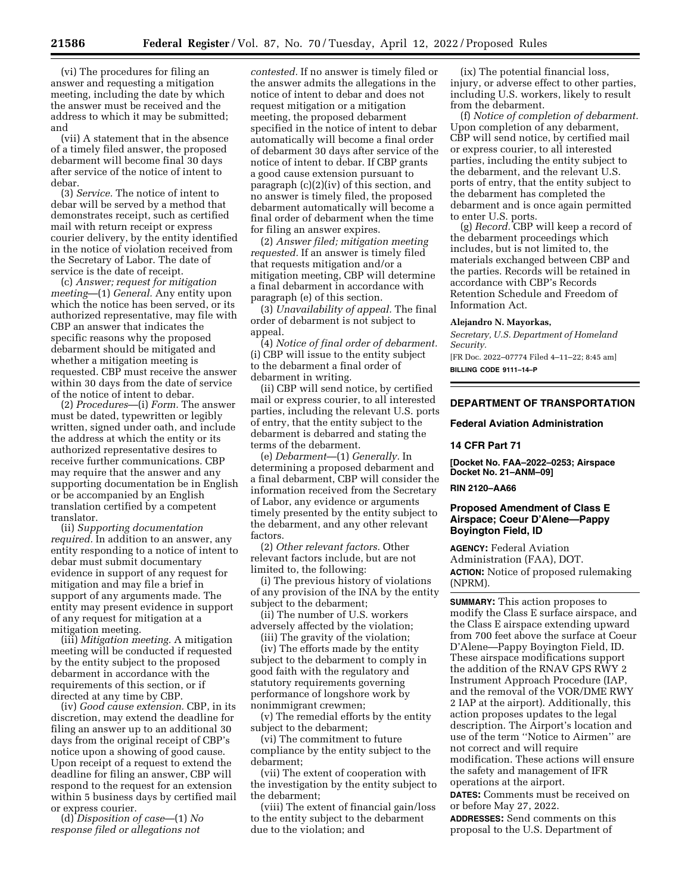(vi) The procedures for filing an answer and requesting a mitigation meeting, including the date by which the answer must be received and the address to which it may be submitted; and

(vii) A statement that in the absence of a timely filed answer, the proposed debarment will become final 30 days after service of the notice of intent to debar.

(3) *Service.* The notice of intent to debar will be served by a method that demonstrates receipt, such as certified mail with return receipt or express courier delivery, by the entity identified in the notice of violation received from the Secretary of Labor. The date of service is the date of receipt.

(c) *Answer; request for mitigation meeting*—(1) *General.* Any entity upon which the notice has been served, or its authorized representative, may file with CBP an answer that indicates the specific reasons why the proposed debarment should be mitigated and whether a mitigation meeting is requested. CBP must receive the answer within 30 days from the date of service of the notice of intent to debar.

(2) *Procedures*—(i) *Form.* The answer must be dated, typewritten or legibly written, signed under oath, and include the address at which the entity or its authorized representative desires to receive further communications. CBP may require that the answer and any supporting documentation be in English or be accompanied by an English translation certified by a competent translator.

(ii) *Supporting documentation required.* In addition to an answer, any entity responding to a notice of intent to debar must submit documentary evidence in support of any request for mitigation and may file a brief in support of any arguments made. The entity may present evidence in support of any request for mitigation at a mitigation meeting.

(iii) *Mitigation meeting.* A mitigation meeting will be conducted if requested by the entity subject to the proposed debarment in accordance with the requirements of this section, or if directed at any time by CBP.

(iv) *Good cause extension.* CBP, in its discretion, may extend the deadline for filing an answer up to an additional 30 days from the original receipt of CBP's notice upon a showing of good cause. Upon receipt of a request to extend the deadline for filing an answer, CBP will respond to the request for an extension within 5 business days by certified mail or express courier.

(d) *Disposition of case*—(1) *No response filed or allegations not contested.* If no answer is timely filed or the answer admits the allegations in the notice of intent to debar and does not request mitigation or a mitigation meeting, the proposed debarment specified in the notice of intent to debar automatically will become a final order of debarment 30 days after service of the notice of intent to debar. If CBP grants a good cause extension pursuant to paragraph (c)(2)(iv) of this section, and no answer is timely filed, the proposed debarment automatically will become a final order of debarment when the time for filing an answer expires.

(2) *Answer filed; mitigation meeting requested.* If an answer is timely filed that requests mitigation and/or a mitigation meeting, CBP will determine a final debarment in accordance with paragraph (e) of this section.

(3) *Unavailability of appeal.* The final order of debarment is not subject to appeal.

(4) *Notice of final order of debarment.* (i) CBP will issue to the entity subject to the debarment a final order of debarment in writing.

(ii) CBP will send notice, by certified mail or express courier, to all interested parties, including the relevant U.S. ports of entry, that the entity subject to the debarment is debarred and stating the terms of the debarment.

(e) *Debarment*—(1) *Generally.* In determining a proposed debarment and a final debarment, CBP will consider the information received from the Secretary of Labor, any evidence or arguments timely presented by the entity subject to the debarment, and any other relevant factors.

(2) *Other relevant factors.* Other relevant factors include, but are not limited to, the following:

(i) The previous history of violations of any provision of the INA by the entity subject to the debarment;

(ii) The number of U.S. workers adversely affected by the violation;

(iii) The gravity of the violation;

(iv) The efforts made by the entity subject to the debarment to comply in good faith with the regulatory and statutory requirements governing performance of longshore work by nonimmigrant crewmen;

(v) The remedial efforts by the entity subject to the debarment;

(vi) The commitment to future compliance by the entity subject to the debarment;

(vii) The extent of cooperation with the investigation by the entity subject to the debarment;

(viii) The extent of financial gain/loss to the entity subject to the debarment due to the violation; and

(ix) The potential financial loss, injury, or adverse effect to other parties, including U.S. workers, likely to result from the debarment.

(f) *Notice of completion of debarment.* Upon completion of any debarment, CBP will send notice, by certified mail or express courier, to all interested parties, including the entity subject to the debarment, and the relevant U.S. ports of entry, that the entity subject to the debarment has completed the debarment and is once again permitted to enter U.S. ports.

(g) *Record.* CBP will keep a record of the debarment proceedings which includes, but is not limited to, the materials exchanged between CBP and the parties. Records will be retained in accordance with CBP's Records Retention Schedule and Freedom of Information Act.

**Alejandro N. Mayorkas,**

*Secretary, U.S. Department of Homeland Security.*

[FR Doc. 2022–07774 Filed 4–11–22; 8:45 am]

**BILLING CODE 9111–14–P**

## DEPARTMENT OF TRANSPORTATION

### Federal Aviation Administration

### 14 CFR Part 71

**[Docket No. FAA–2022–0253; Airspace Docket No. 21–ANM–09]**

**RIN 2120–AA66**

### Proposed Amendment of Class E Airspace; Coeur D'Alene—Pappy Boyington Field, ID

**AGENCY:** Federal Aviation Administration (FAA), DOT.

**ACTION:** Notice of proposed rulemaking (NPRM).

**SUMMARY:** This action proposes to modify the Class E surface airspace, and the Class E airspace extending upward from 700 feet above the surface at Coeur D'Alene—Pappy Boyington Field, ID. These airspace modifications support the addition of the RNAV GPS RWY 2 Instrument Approach Procedure (IAP, and the removal of the VOR/DME RWY 2 IAP at the airport). Additionally, this action proposes updates to the legal description. The Airport's location and use of the term ''Notice to Airmen'' are not correct and will require modification. These actions will ensure the safety and management of IFR operations at the airport.

**DATES:** Comments must be received on or before May 27, 2022.

**ADDRESSES:** Send comments on this proposal to the U.S. Department of